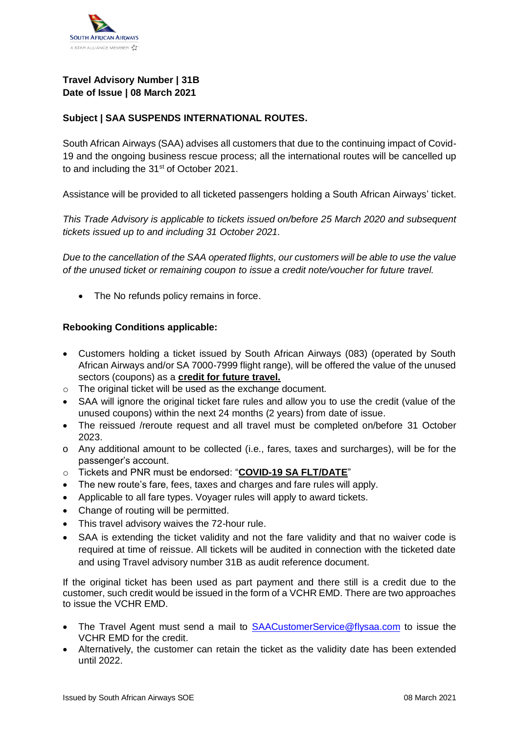**Travel Advisory Number | 31B**
**Date of Issue | 08 March 2021**

**Subject | SAA SUSPENDS INTERNATIONAL ROUTES.**

South African Airways (SAA) advises all customers that due to the continuing impact of Covid-19 and the ongoing business rescue process; all the international routes will be cancelled up to and including the 31st of October 2021.

Assistance will be provided to all ticketed passengers holding a South African Airways' ticket.

*This Trade Advisory is applicable to tickets issued on/before 25 March 2020 and subsequent tickets issued up to and including 31 October 2021.*

*Due to the cancellation of the SAA operated flights, our customers will be able to use the value of the unused ticket or remaining coupon to issue a credit note/voucher for future travel.*

- The No refunds policy remains in force.

**Rebooking Conditions applicable:**

- Customers holding a ticket issued by South African Airways (083) (operated by South African Airways and/or SA 7000-7999 flight range), will be offered the value of the unused sectors (coupons) as a **credit for future travel.**
  - The original ticket will be used as the exchange document.
- SAA will ignore the original ticket fare rules and allow you to use the credit (value of the unused coupons) within the next 24 months (2 years) from date of issue.
- The reissued /reroute request and all travel must be completed on/before 31 October 2023.
  - Any additional amount to be collected (i.e., fares, taxes and surcharges), will be for the passenger's account.
  - Tickets and PNR must be endorsed: "**COVID-19 SA FLT/DATE**"
- The new route's fare, fees, taxes and charges and fare rules will apply.
- Applicable to all fare types. Voyager rules will apply to award tickets.
- Change of routing will be permitted.
- This travel advisory waives the 72-hour rule.
- SAA is extending the ticket validity and not the fare validity and that no waiver code is required at time of reissue. All tickets will be audited in connection with the ticketed date and using Travel advisory number 31B as audit reference document.

If the original ticket has been used as part payment and there still is a credit due to the customer, such credit would be issued in the form of a VCHR EMD. There are two approaches to issue the VCHR EMD.

- The Travel Agent must send a mail to SAACustomerService@flysaa.com to issue the VCHR EMD for the credit.
- Alternatively, the customer can retain the ticket as the validity date has been extended until 2022.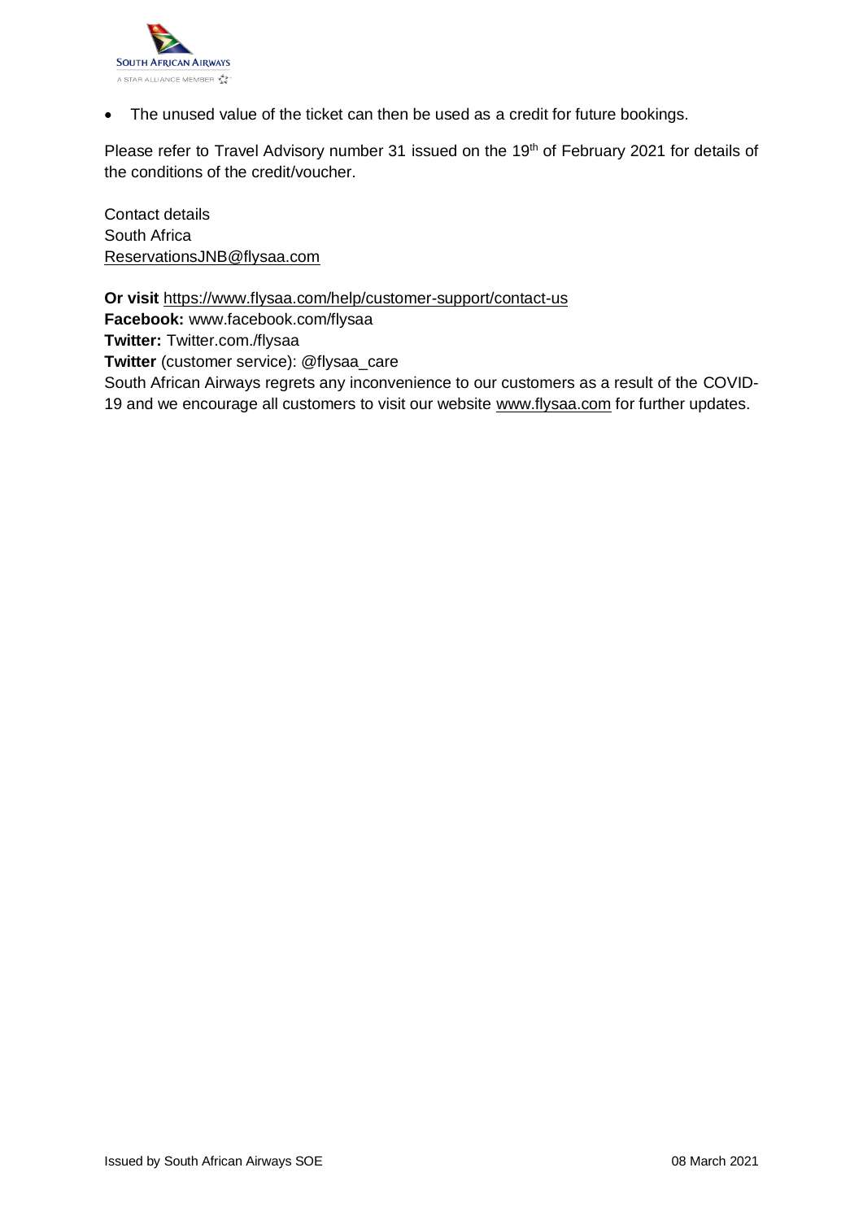- The unused value of the ticket can then be used as a credit for future bookings.

Please refer to Travel Advisory number 31 issued on the 19th of February 2021 for details of the conditions of the credit/voucher.

Contact details
South Africa
ReservationsJNB@flysaa.com

**Or visit** https://www.flysaa.com/help/customer-support/contact-us
**Facebook:** www.facebook.com/flysaa
**Twitter:** Twitter.com./flysaa
**Twitter** (customer service): @flysaa_care
South African Airways regrets any inconvenience to our customers as a result of the COVID-19 and we encourage all customers to visit our website www.flysaa.com for further updates.

Issued by South African Airways SOE 08 March 2021